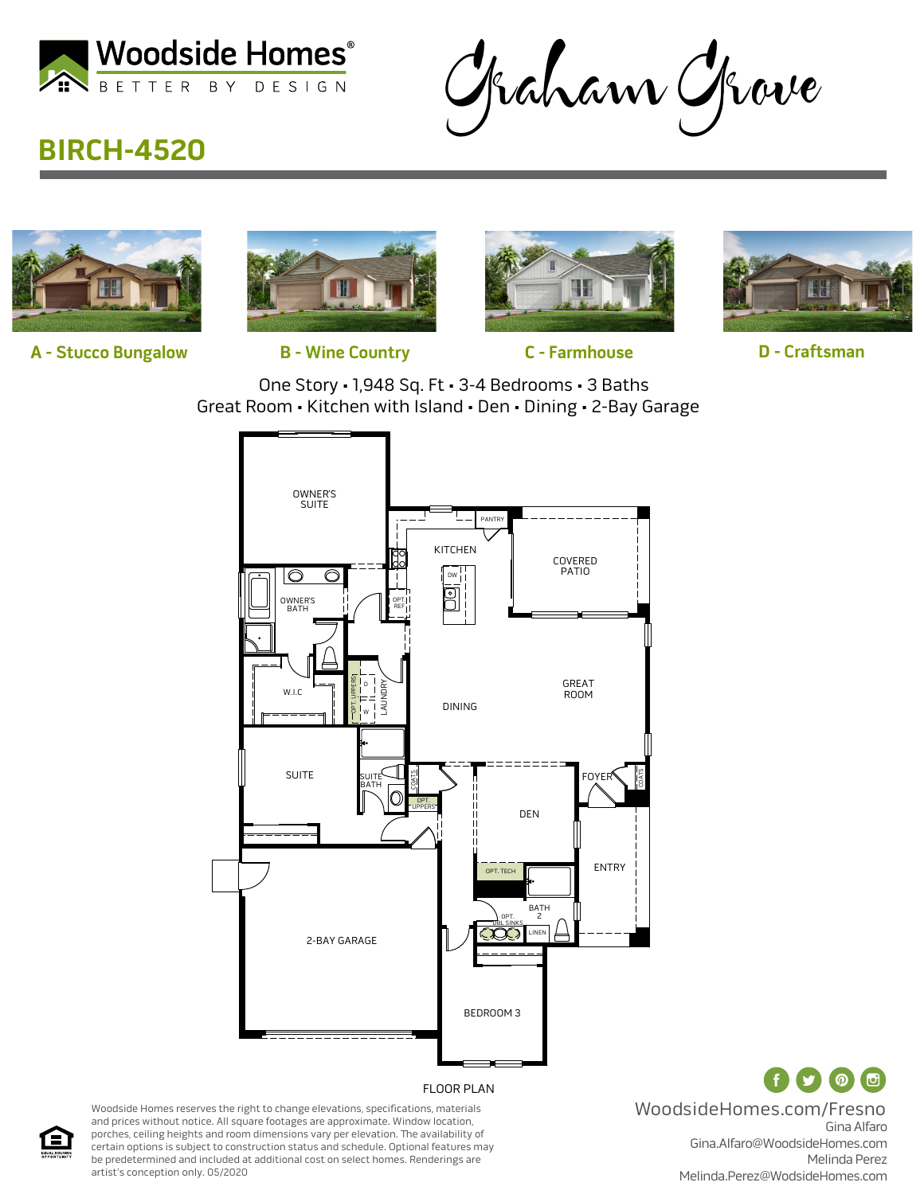Woodside Homes®

BETTER BY DESIGN

# Graham Grove

## BIRCH-4520

A - Stucco Bungalow

B - Wine Country

C - Farmhouse

D - Craftsman

One Story • 1,948 Sq. Ft • 3-4 Bedrooms • 3 Baths

Great Room • Kitchen with Island • Den • Dining • 2-Bay Garage

OWNER'S SUITE

KITCHEN

PANTRY

COVERED PATIO

DW

OPT. REF

OWNER'S BATH

GREAT ROOM

DINING

W.I.C

OPT. UPPERS

D

W

LAUNDRY

SUITE

SUITE BATH

COATS

OPT. UPPERS

FOYER

COATS

DEN

ENTRY

OPT. TECH

BATH 2

OPT. DBL SINKS

LINEN

2-BAY GARAGE

BEDROOM 3

FLOOR PLAN

Woodside Homes reserves the right to change elevations, specifications, materials and prices without notice. All square footages are approximate. Window location, porches, ceiling heights and room dimensions vary per elevation. The availability of certain options is subject to construction status and schedule. Optional features may be predetermined and included at additional cost on select homes. Renderings are artist's conception only. 05/2020

WoodsideHomes.com/Fresno

Gina Alfaro

Gina.Alfaro@WoodsideHomes.com

Melinda Perez

Melinda.Perez@WodsideHomes.com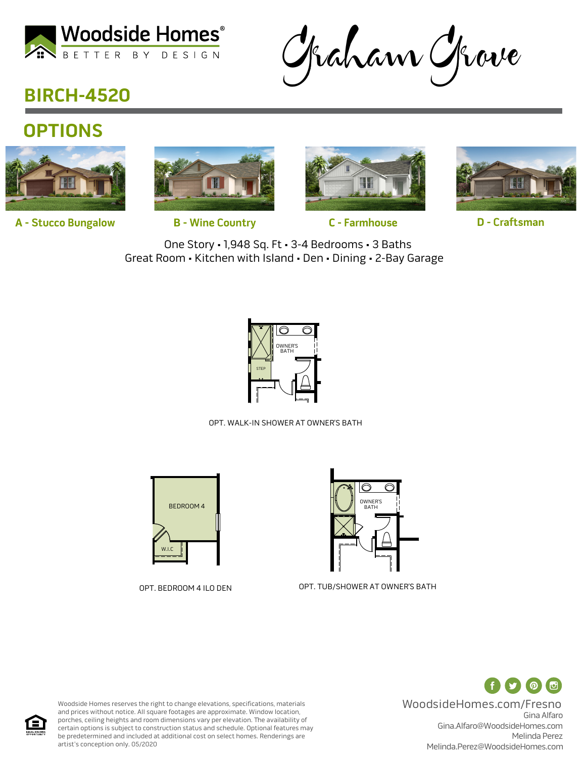Woodside Homes®
BETTER BY DESIGN

Graham Grove

## BIRCH-4520

## OPTIONS

**A - Stucco Bungalow**

**B - Wine Country**

**C - Farmhouse**

**D - Craftsman**

One Story ▪ 1,948 Sq. Ft ▪ 3-4 Bedrooms ▪ 3 Baths
Great Room ▪ Kitchen with Island ▪ Den ▪ Dining ▪ 2-Bay Garage

OWNER'S BATH
STEP

OPT. WALK-IN SHOWER AT OWNER'S BATH

BEDROOM 4
W.I.C

OPT. BEDROOM 4 ILO DEN

OWNER'S BATH

OPT. TUB/SHOWER AT OWNER'S BATH

Woodside Homes reserves the right to change elevations, specifications, materials and prices without notice. All square footages are approximate. Window location, porches, ceiling heights and room dimensions vary per elevation. The availability of certain options is subject to construction status and schedule. Optional features may be predetermined and included at additional cost on select homes. Renderings are artist's conception only. 05/2020

EQUAL HOUSING OPPORTUNITY

WoodsideHomes.com/Fresno
Gina Alfaro
Gina.Alfaro@WoodsideHomes.com
Melinda Perez
Melinda.Perez@WoodsideHomes.com